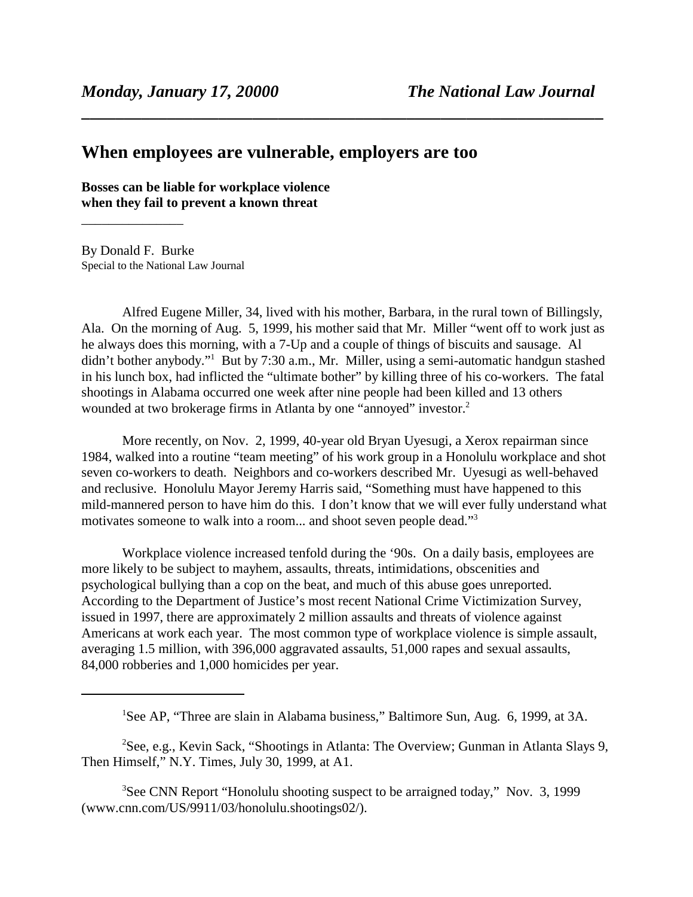*Monday, January 17, 20000* *The National Law Journal*

# When employees are vulnerable, employers are too

**Bosses can be liable for workplace violence when they fail to prevent a known threat**

By Donald F. Burke
Special to the National Law Journal

Alfred Eugene Miller, 34, lived with his mother, Barbara, in the rural town of Billingsly, Ala. On the morning of Aug. 5, 1999, his mother said that Mr. Miller "went off to work just as he always does this morning, with a 7-Up and a couple of things of biscuits and sausage. Al didn't bother anybody."[1] But by 7:30 a.m., Mr. Miller, using a semi-automatic handgun stashed in his lunch box, had inflicted the "ultimate bother" by killing three of his co-workers. The fatal shootings in Alabama occurred one week after nine people had been killed and 13 others wounded at two brokerage firms in Atlanta by one "annoyed" investor.[2]

More recently, on Nov. 2, 1999, 40-year old Bryan Uyesugi, a Xerox repairman since 1984, walked into a routine "team meeting" of his work group in a Honolulu workplace and shot seven co-workers to death. Neighbors and co-workers described Mr. Uyesugi as well-behaved and reclusive. Honolulu Mayor Jeremy Harris said, "Something must have happened to this mild-mannered person to have him do this. I don't know that we will ever fully understand what motivates someone to walk into a room... and shoot seven people dead."[3]

Workplace violence increased tenfold during the '90s. On a daily basis, employees are more likely to be subject to mayhem, assaults, threats, intimidations, obscenities and psychological bullying than a cop on the beat, and much of this abuse goes unreported. According to the Department of Justice's most recent National Crime Victimization Survey, issued in 1997, there are approximately 2 million assaults and threats of violence against Americans at work each year. The most common type of workplace violence is simple assault, averaging 1.5 million, with 396,000 aggravated assaults, 51,000 rapes and sexual assaults, 84,000 robberies and 1,000 homicides per year.

---

[1] See AP, "Three are slain in Alabama business," Baltimore Sun, Aug. 6, 1999, at 3A.

[2] See, e.g., Kevin Sack, "Shootings in Atlanta: The Overview; Gunman in Atlanta Slays 9, Then Himself," N.Y. Times, July 30, 1999, at A1.

[3] See CNN Report "Honolulu shooting suspect to be arraigned today," Nov. 3, 1999 (www.cnn.com/US/9911/03/honolulu.shootings02/).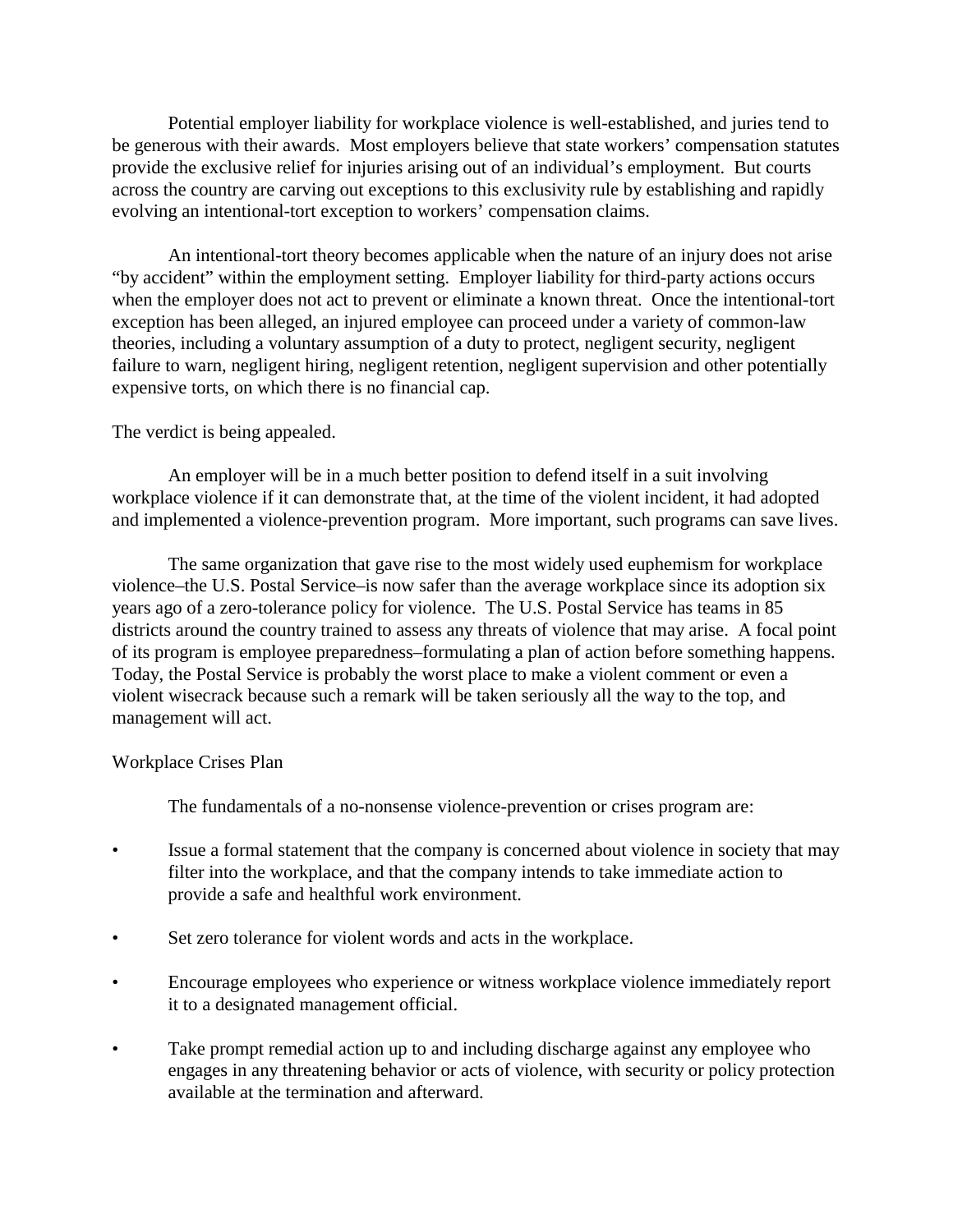Potential employer liability for workplace violence is well-established, and juries tend to be generous with their awards. Most employers believe that state workers' compensation statutes provide the exclusive relief for injuries arising out of an individual's employment. But courts across the country are carving out exceptions to this exclusivity rule by establishing and rapidly evolving an intentional-tort exception to workers' compensation claims.

An intentional-tort theory becomes applicable when the nature of an injury does not arise "by accident" within the employment setting. Employer liability for third-party actions occurs when the employer does not act to prevent or eliminate a known threat. Once the intentional-tort exception has been alleged, an injured employee can proceed under a variety of common-law theories, including a voluntary assumption of a duty to protect, negligent security, negligent failure to warn, negligent hiring, negligent retention, negligent supervision and other potentially expensive torts, on which there is no financial cap.

The verdict is being appealed.

An employer will be in a much better position to defend itself in a suit involving workplace violence if it can demonstrate that, at the time of the violent incident, it had adopted and implemented a violence-prevention program. More important, such programs can save lives.

The same organization that gave rise to the most widely used euphemism for workplace violence–the U.S. Postal Service–is now safer than the average workplace since its adoption six years ago of a zero-tolerance policy for violence. The U.S. Postal Service has teams in 85 districts around the country trained to assess any threats of violence that may arise. A focal point of its program is employee preparedness–formulating a plan of action before something happens. Today, the Postal Service is probably the worst place to make a violent comment or even a violent wisecrack because such a remark will be taken seriously all the way to the top, and management will act.

## Workplace Crises Plan

The fundamentals of a no-nonsense violence-prevention or crises program are:

- Issue a formal statement that the company is concerned about violence in society that may filter into the workplace, and that the company intends to take immediate action to provide a safe and healthful work environment.
- Set zero tolerance for violent words and acts in the workplace.
- Encourage employees who experience or witness workplace violence immediately report it to a designated management official.
- Take prompt remedial action up to and including discharge against any employee who engages in any threatening behavior or acts of violence, with security or policy protection available at the termination and afterward.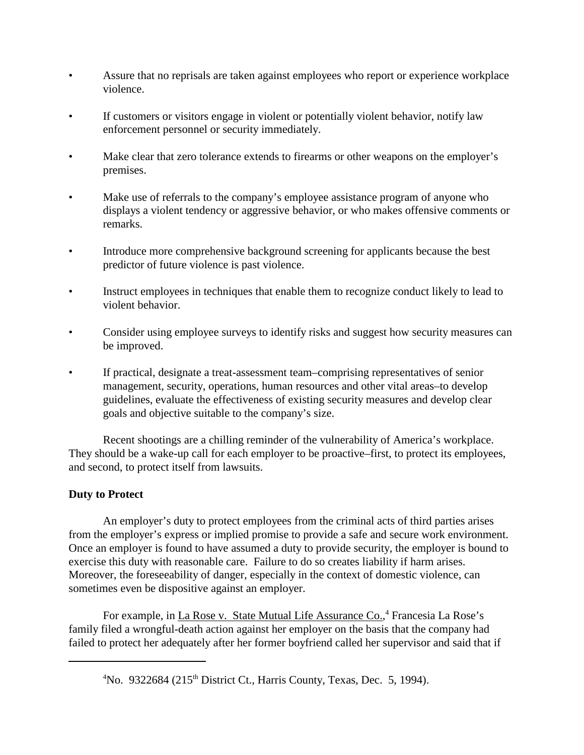- Assure that no reprisals are taken against employees who report or experience workplace violence.
- If customers or visitors engage in violent or potentially violent behavior, notify law enforcement personnel or security immediately.
- Make clear that zero tolerance extends to firearms or other weapons on the employer's premises.
- Make use of referrals to the company's employee assistance program of anyone who displays a violent tendency or aggressive behavior, or who makes offensive comments or remarks.
- Introduce more comprehensive background screening for applicants because the best predictor of future violence is past violence.
- Instruct employees in techniques that enable them to recognize conduct likely to lead to violent behavior.
- Consider using employee surveys to identify risks and suggest how security measures can be improved.
- If practical, designate a treat-assessment team–comprising representatives of senior management, security, operations, human resources and other vital areas–to develop guidelines, evaluate the effectiveness of existing security measures and develop clear goals and objective suitable to the company's size.

Recent shootings are a chilling reminder of the vulnerability of America's workplace. They should be a wake-up call for each employer to be proactive–first, to protect its employees, and second, to protect itself from lawsuits.

**Duty to Protect**

An employer's duty to protect employees from the criminal acts of third parties arises from the employer's express or implied promise to provide a safe and secure work environment. Once an employer is found to have assumed a duty to provide security, the employer is bound to exercise this duty with reasonable care. Failure to do so creates liability if harm arises. Moreover, the foreseeability of danger, especially in the context of domestic violence, can sometimes even be dispositive against an employer.

For example, in La Rose v. State Mutual Life Assurance Co.,[4] Francesia La Rose's family filed a wrongful-death action against her employer on the basis that the company had failed to protect her adequately after her former boyfriend called her supervisor and said that if

---

[4] No. 9322684 (215th District Ct., Harris County, Texas, Dec. 5, 1994).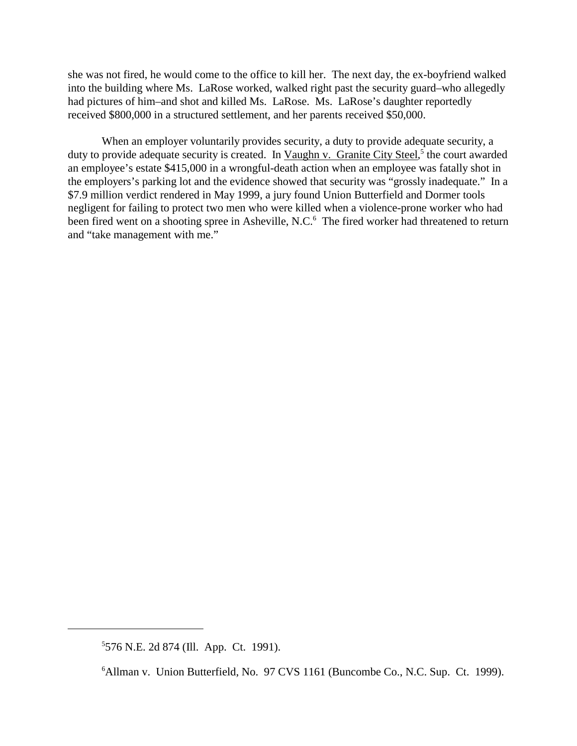she was not fired, he would come to the office to kill her. The next day, the ex-boyfriend walked into the building where Ms. LaRose worked, walked right past the security guard–who allegedly had pictures of him–and shot and killed Ms. LaRose. Ms. LaRose's daughter reportedly received $800,000 in a structured settlement, and her parents received $50,000.

When an employer voluntarily provides security, a duty to provide adequate security, a duty to provide adequate security is created. In Vaughn v. Granite City Steel,[5] the court awarded an employee's estate $415,000 in a wrongful-death action when an employee was fatally shot in the employers's parking lot and the evidence showed that security was "grossly inadequate." In a $7.9 million verdict rendered in May 1999, a jury found Union Butterfield and Dormer tools negligent for failing to protect two men who were killed when a violence-prone worker who had been fired went on a shooting spree in Asheville, N.C.[6] The fired worker had threatened to return and "take management with me."

---

[5]576 N.E. 2d 874 (Ill. App. Ct. 1991).

[6]Allman v. Union Butterfield, No. 97 CVS 1161 (Buncombe Co., N.C. Sup. Ct. 1999).